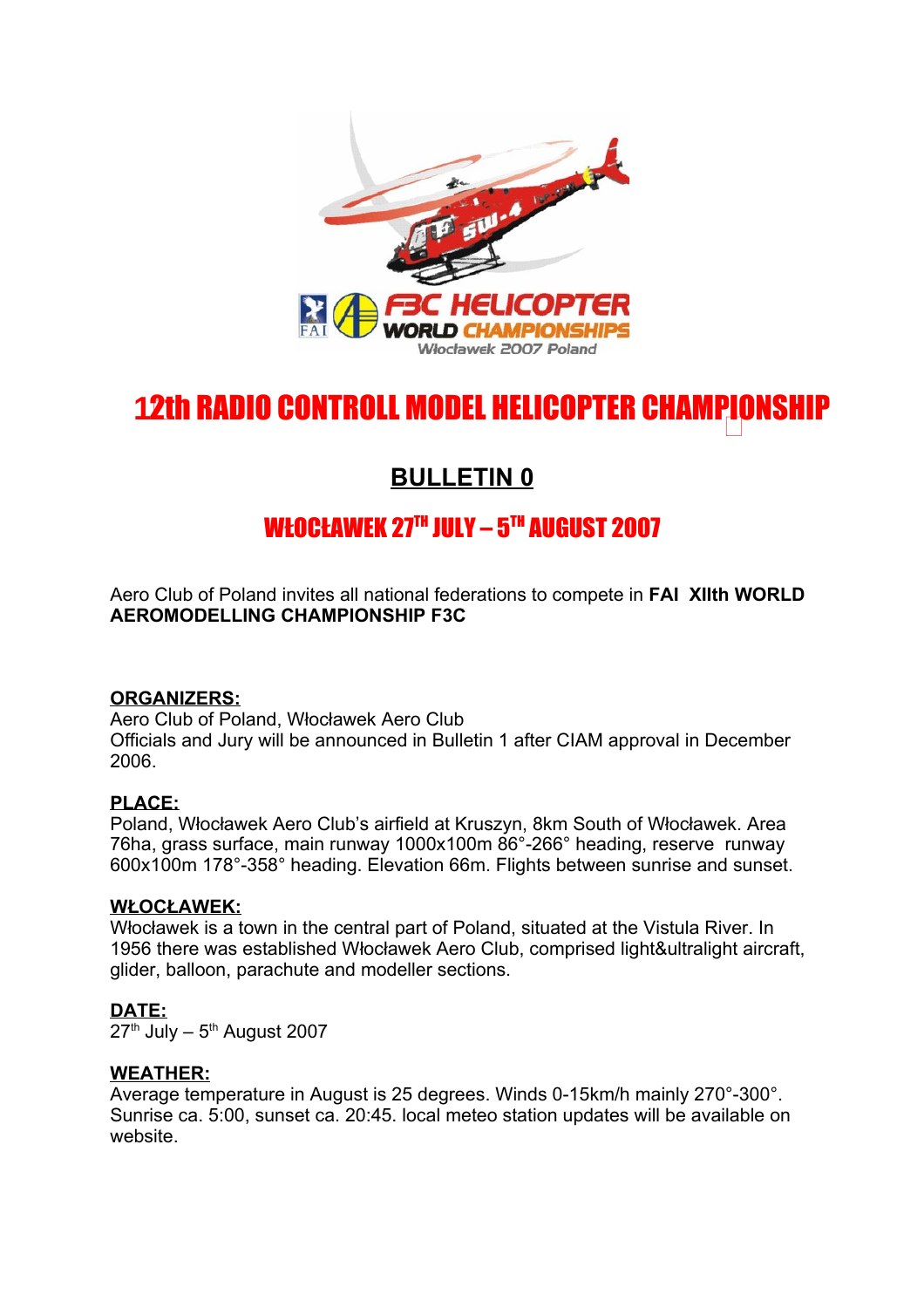# 12th RADIO CONTROLL MODEL HELICOPTER CHAMPIONSHIP

## BULLETIN 0

## WŁOCŁAWEK 27TH JULY – 5TH AUGUST 2007

Aero Club of Poland invites all national federations to compete in **FAI XIIth WORLD AEROMODELLING CHAMPIONSHIP F3C**

**ORGANIZERS:**
Aero Club of Poland, Włocławek Aero Club
Officials and Jury will be announced in Bulletin 1 after CIAM approval in December 2006.

**PLACE:**
Poland, Włocławek Aero Club's airfield at Kruszyn, 8km South of Włocławek. Area 76ha, grass surface, main runway 1000x100m 86°-266° heading, reserve runway 600x100m 178°-358° heading. Elevation 66m. Flights between sunrise and sunset.

**WŁOCŁAWEK:**
Włocławek is a town in the central part of Poland, situated at the Vistula River. In 1956 there was established Włocławek Aero Club, comprised light&ultralight aircraft, glider, balloon, parachute and modeller sections.

**DATE:**
27th July – 5th August 2007

**WEATHER:**
Average temperature in August is 25 degrees. Winds 0-15km/h mainly 270°-300°. Sunrise ca. 5:00, sunset ca. 20:45. local meteo station updates will be available on website.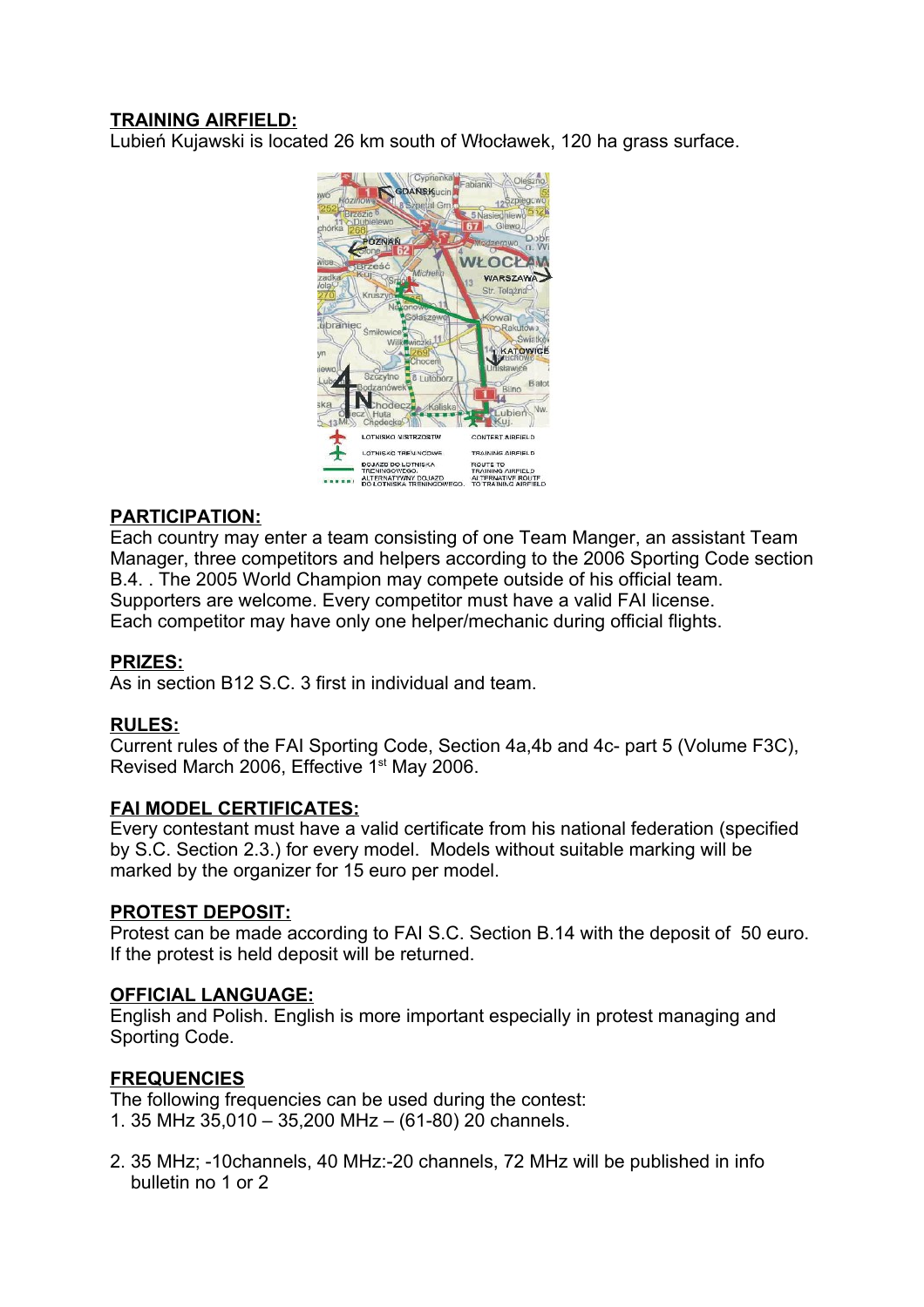**TRAINING AIRFIELD:**

Lubień Kujawski is located 26 km south of Włocławek, 120 ha grass surface.

**PARTICIPATION:**

Each country may enter a team consisting of one Team Manger, an assistant Team Manager, three competitors and helpers according to the 2006 Sporting Code section B.4. . The 2005 World Champion may compete outside of his official team. Supporters are welcome. Every competitor must have a valid FAI license. Each competitor may have only one helper/mechanic during official flights.

**PRIZES:**

As in section B12 S.C. 3 first in individual and team.

**RULES:**

Current rules of the FAI Sporting Code, Section 4a,4b and 4c- part 5 (Volume F3C), Revised March 2006, Effective 1st May 2006.

**FAI MODEL CERTIFICATES:**

Every contestant must have a valid certificate from his national federation (specified by S.C. Section 2.3.) for every model. Models without suitable marking will be marked by the organizer for 15 euro per model.

**PROTEST DEPOSIT:**

Protest can be made according to FAI S.C. Section B.14 with the deposit of 50 euro. If the protest is held deposit will be returned.

**OFFICIAL LANGUAGE:**

English and Polish. English is more important especially in protest managing and Sporting Code.

**FREQUENCIES**

The following frequencies can be used during the contest:

1. 35 MHz 35,010 – 35,200 MHz – (61-80) 20 channels.

2. 35 MHz; -10channels, 40 MHz:-20 channels, 72 MHz will be published in info bulletin no 1 or 2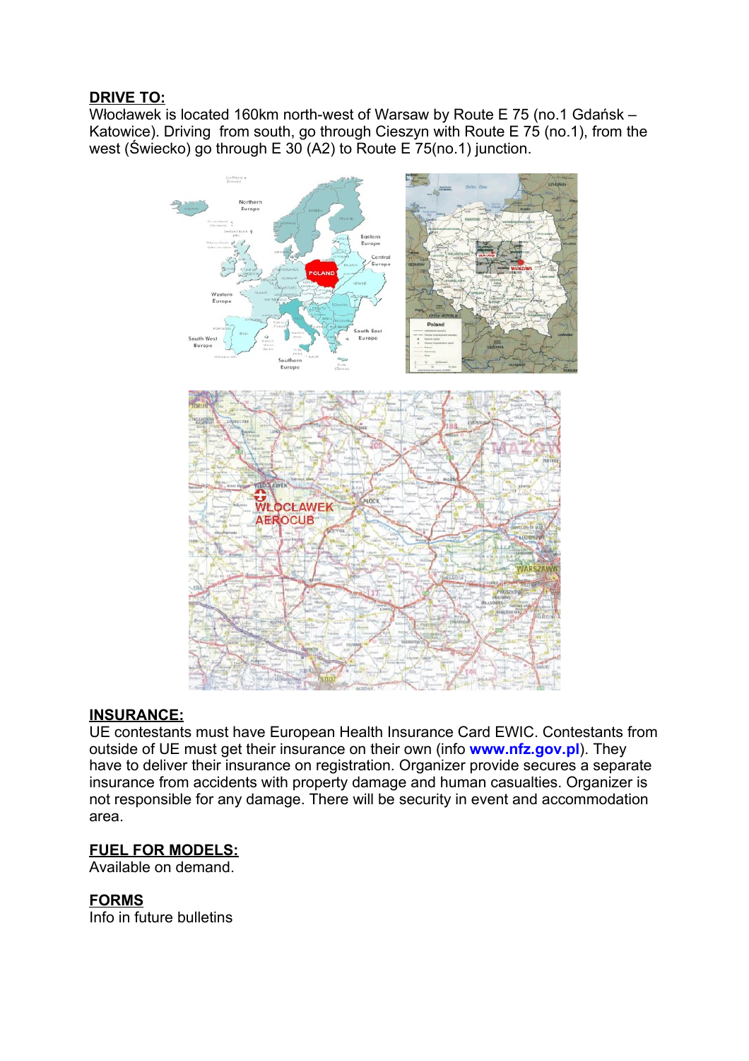**DRIVE TO:**

Włocławek is located 160km north-west of Warsaw by Route E 75 (no.1 Gdańsk – Katowice). Driving from south, go through Cieszyn with Route E 75 (no.1), from the west (Świecko) go through E 30 (A2) to Route E 75(no.1) junction.

**INSURANCE:**

UE contestants must have European Health Insurance Card EWIC. Contestants from outside of UE must get their insurance on their own (info **www.nfz.gov.pl**). They have to deliver their insurance on registration. Organizer provide secures a separate insurance from accidents with property damage and human casualties. Organizer is not responsible for any damage. There will be security in event and accommodation area.

**FUEL FOR MODELS:**

Available on demand.

**FORMS**

Info in future bulletins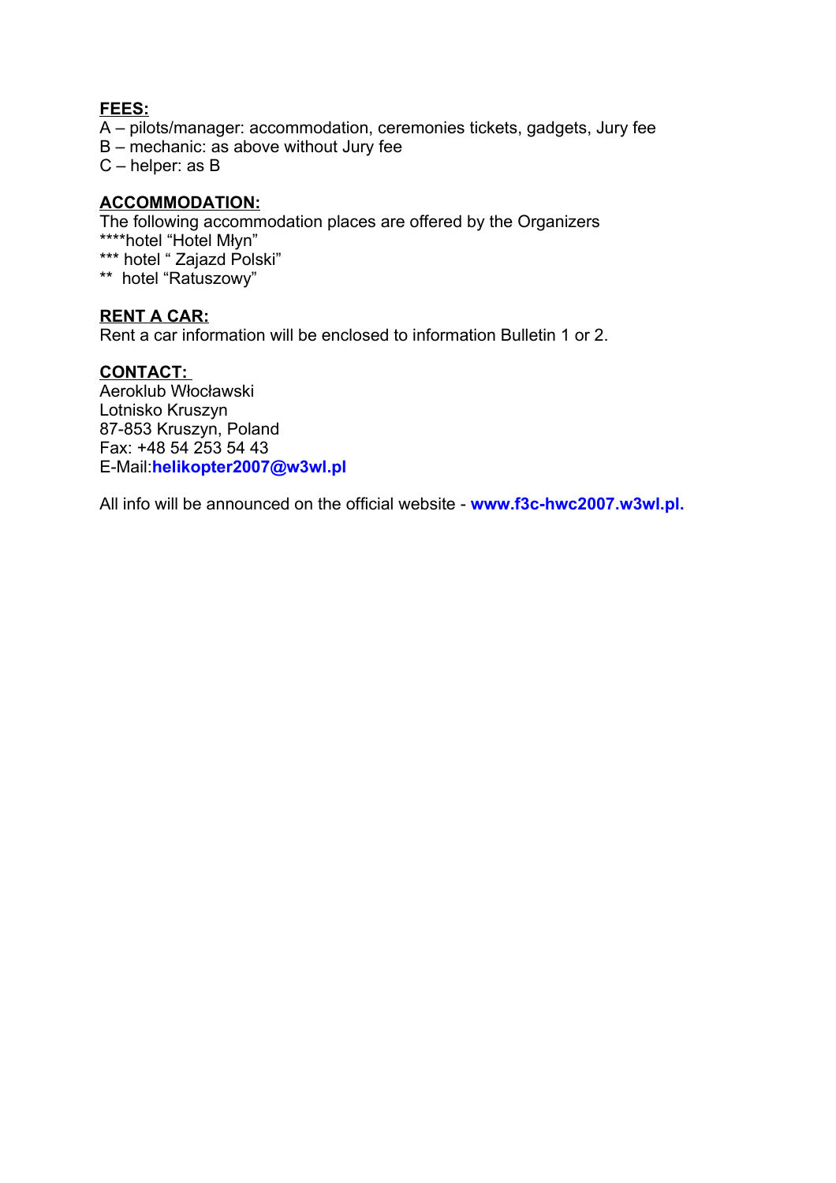**FEES:**

A – pilots/manager: accommodation, ceremonies tickets, gadgets, Jury fee
B – mechanic: as above without Jury fee
C – helper: as B

**ACCOMMODATION:**

The following accommodation places are offered by the Organizers
****hotel "Hotel Młyn"
*** hotel " Zajazd Polski"
** hotel "Ratuszowy"

**RENT A CAR:**

Rent a car information will be enclosed to information Bulletin 1 or 2.

**CONTACT:**

Aeroklub Włocławski
Lotnisko Kruszyn
87-853 Kruszyn, Poland
Fax: +48 54 253 54 43
E-Mail:**helikopter2007@w3wl.pl**

All info will be announced on the official website - **www.f3c-hwc2007.w3wl.pl.**